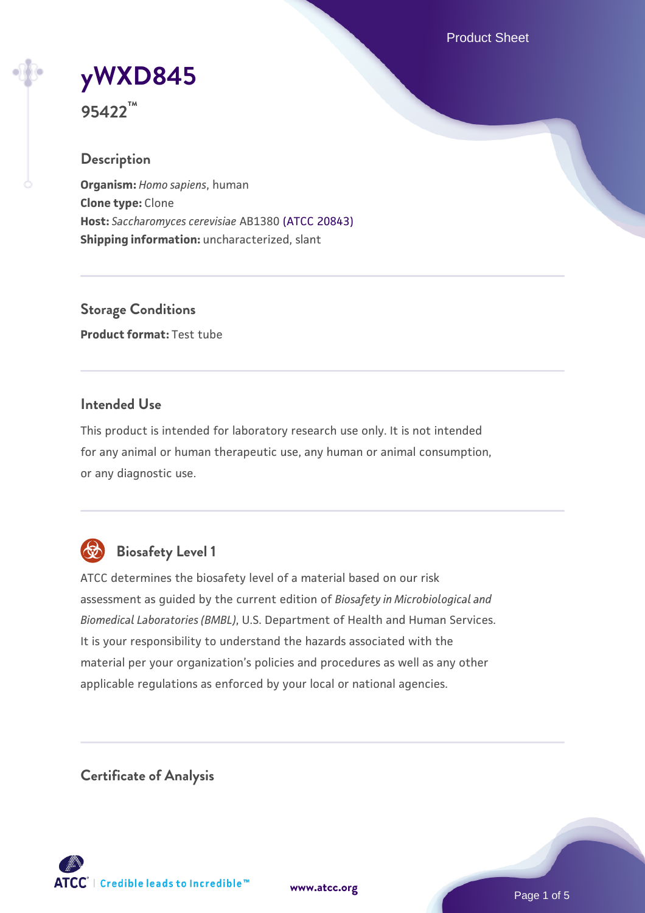# yWXD845

**95422™**

## Description

**Organism:** *Homo sapiens*, human
**Clone type:** Clone
**Host:** *Saccharomyces cerevisiae* AB1380 (ATCC 20843)
**Shipping information:** uncharacterized, slant

## Storage Conditions

**Product format:** Test tube

## Intended Use

This product is intended for laboratory research use only. It is not intended for any animal or human therapeutic use, any human or animal consumption, or any diagnostic use.

## Biosafety Level 1

ATCC determines the biosafety level of a material based on our risk assessment as guided by the current edition of *Biosafety in Microbiological and Biomedical Laboratories (BMBL)*, U.S. Department of Health and Human Services. It is your responsibility to understand the hazards associated with the material per your organization's policies and procedures as well as any other applicable regulations as enforced by your local or national agencies.

## Certificate of Analysis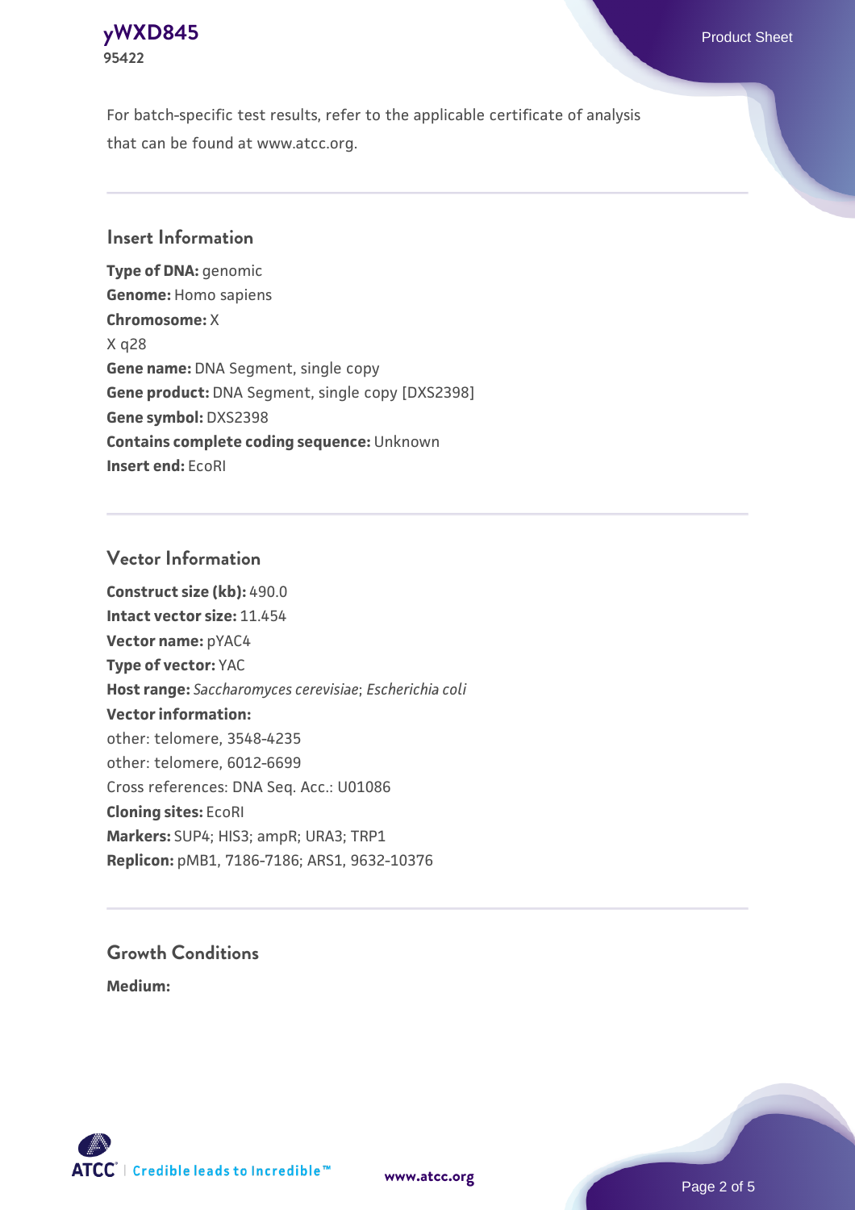For batch-specific test results, refer to the applicable certificate of analysis that can be found at www.atcc.org.

## Insert Information

**Type of DNA:** genomic
**Genome:** Homo sapiens
**Chromosome:** X
X q28
**Gene name:** DNA Segment, single copy
**Gene product:** DNA Segment, single copy [DXS2398]
**Gene symbol:** DXS2398
**Contains complete coding sequence:** Unknown
**Insert end:** EcoRI

## Vector Information

**Construct size (kb):** 490.0
**Intact vector size:** 11.454
**Vector name:** pYAC4
**Type of vector:** YAC
**Host range:** *Saccharomyces cerevisiae*; *Escherichia coli*
**Vector information:**
other: telomere, 3548-4235
other: telomere, 6012-6699
Cross references: DNA Seq. Acc.: U01086
**Cloning sites:** EcoRI
**Markers:** SUP4; HIS3; ampR; URA3; TRP1
**Replicon:** pMB1, 7186-7186; ARS1, 9632-10376

## Growth Conditions

**Medium:**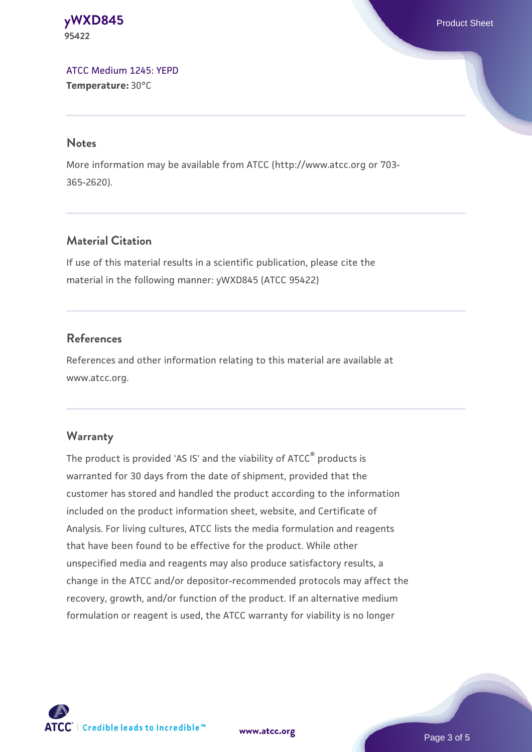ATCC Medium 1245: YEPD
**Temperature:** 30°C

## Notes

More information may be available from ATCC (http://www.atcc.org or 703-365-2620).

## Material Citation

If use of this material results in a scientific publication, please cite the material in the following manner: yWXD845 (ATCC 95422)

## References

References and other information relating to this material are available at www.atcc.org.

## Warranty

The product is provided 'AS IS' and the viability of ATCC® products is warranted for 30 days from the date of shipment, provided that the customer has stored and handled the product according to the information included on the product information sheet, website, and Certificate of Analysis. For living cultures, ATCC lists the media formulation and reagents that have been found to be effective for the product. While other unspecified media and reagents may also produce satisfactory results, a change in the ATCC and/or depositor-recommended protocols may affect the recovery, growth, and/or function of the product. If an alternative medium formulation or reagent is used, the ATCC warranty for viability is no longer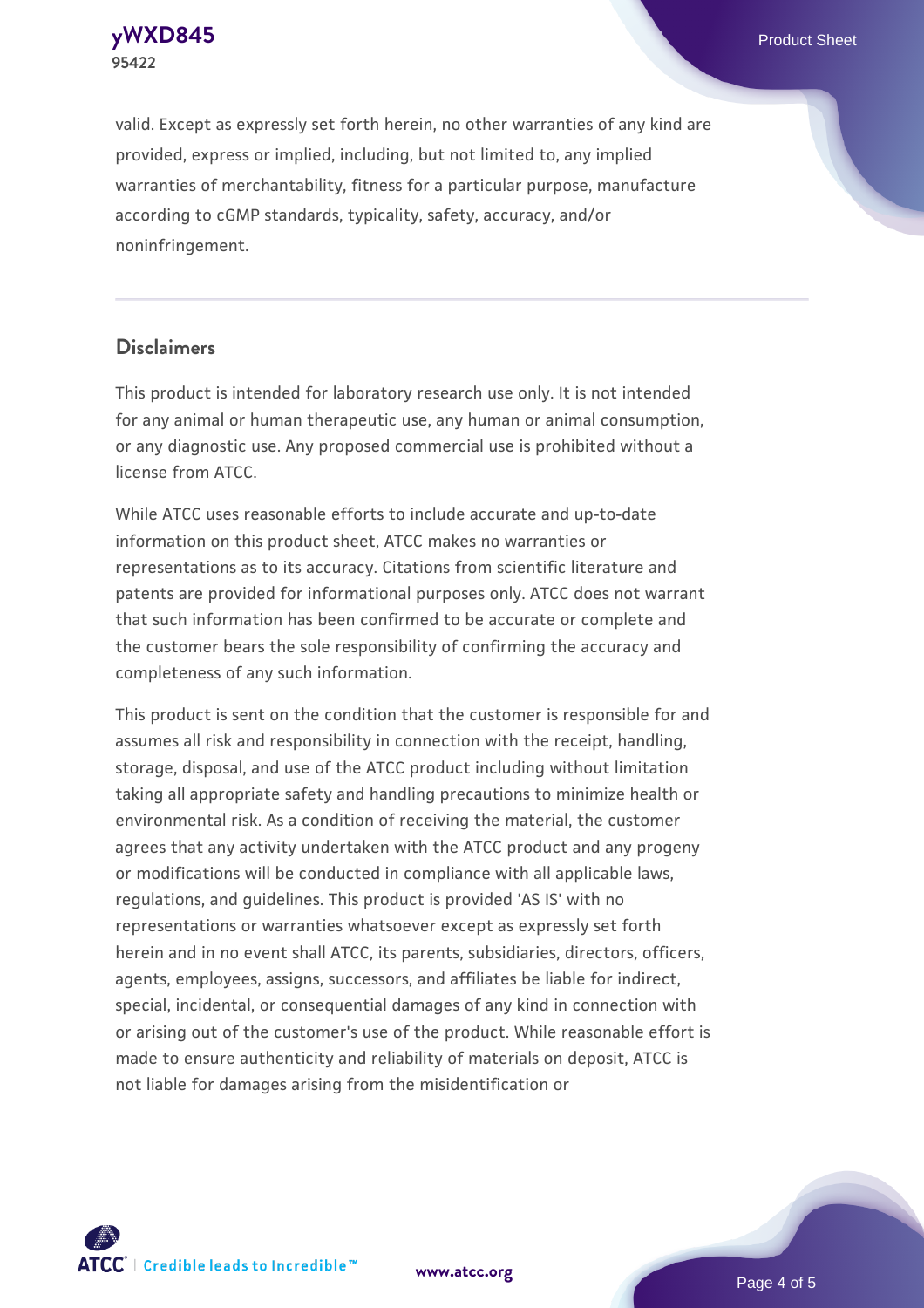valid. Except as expressly set forth herein, no other warranties of any kind are provided, express or implied, including, but not limited to, any implied warranties of merchantability, fitness for a particular purpose, manufacture according to cGMP standards, typicality, safety, accuracy, and/or noninfringement.

## Disclaimers

This product is intended for laboratory research use only. It is not intended for any animal or human therapeutic use, any human or animal consumption, or any diagnostic use. Any proposed commercial use is prohibited without a license from ATCC.

While ATCC uses reasonable efforts to include accurate and up-to-date information on this product sheet, ATCC makes no warranties or representations as to its accuracy. Citations from scientific literature and patents are provided for informational purposes only. ATCC does not warrant that such information has been confirmed to be accurate or complete and the customer bears the sole responsibility of confirming the accuracy and completeness of any such information.

This product is sent on the condition that the customer is responsible for and assumes all risk and responsibility in connection with the receipt, handling, storage, disposal, and use of the ATCC product including without limitation taking all appropriate safety and handling precautions to minimize health or environmental risk. As a condition of receiving the material, the customer agrees that any activity undertaken with the ATCC product and any progeny or modifications will be conducted in compliance with all applicable laws, regulations, and guidelines. This product is provided 'AS IS' with no representations or warranties whatsoever except as expressly set forth herein and in no event shall ATCC, its parents, subsidiaries, directors, officers, agents, employees, assigns, successors, and affiliates be liable for indirect, special, incidental, or consequential damages of any kind in connection with or arising out of the customer's use of the product. While reasonable effort is made to ensure authenticity and reliability of materials on deposit, ATCC is not liable for damages arising from the misidentification or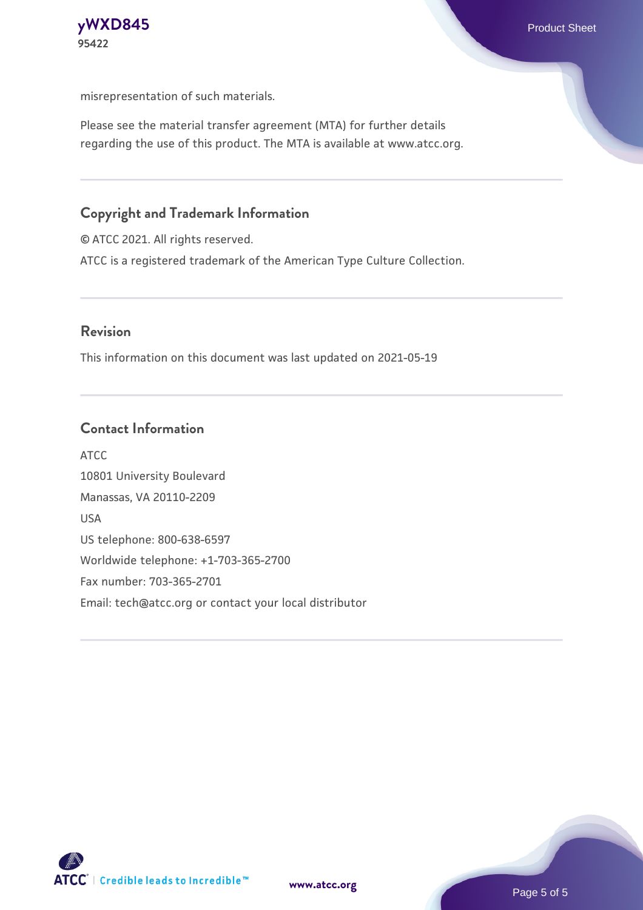misrepresentation of such materials.

Please see the material transfer agreement (MTA) for further details regarding the use of this product. The MTA is available at www.atcc.org.

## Copyright and Trademark Information

© ATCC 2021. All rights reserved.

ATCC is a registered trademark of the American Type Culture Collection.

## Revision

This information on this document was last updated on 2021-05-19

## Contact Information

ATCC
10801 University Boulevard
Manassas, VA 20110-2209
USA
US telephone: 800-638-6597
Worldwide telephone: +1-703-365-2700
Fax number: 703-365-2701
Email: tech@atcc.org or contact your local distributor